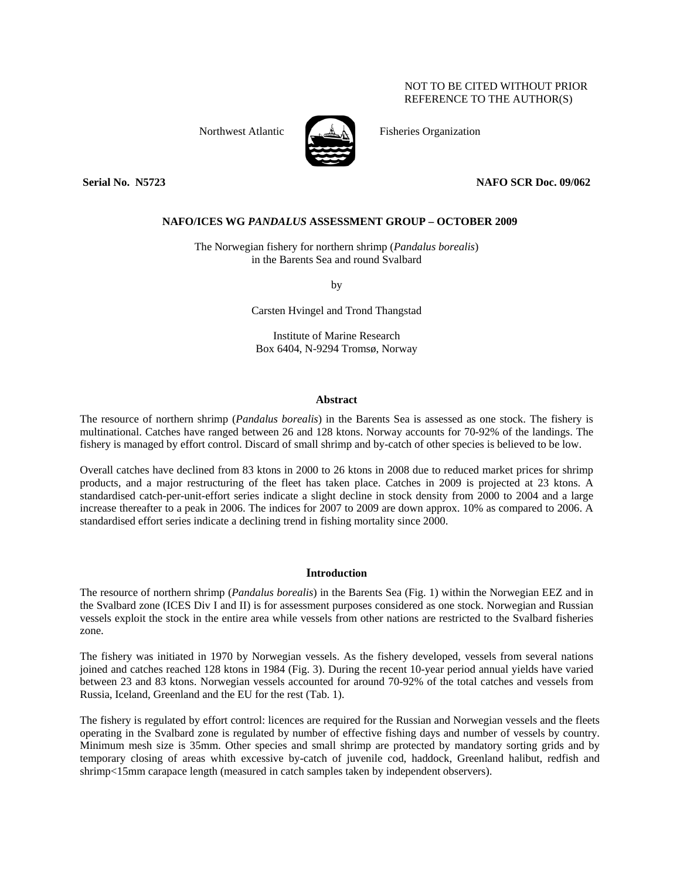NOT TO BE CITED WITHOUT PRIOR
REFERENCE TO THE AUTHOR(S)

Northwest Atlantic Fisheries Organization

**Serial No. N5723** **NAFO SCR Doc. 09/062**

## NAFO/ICES WG *PANDALUS* ASSESSMENT GROUP – OCTOBER 2009

# The Norwegian fishery for northern shrimp (*Pandalus borealis*) in the Barents Sea and round Svalbard

by

Carsten Hvingel and Trond Thangstad

Institute of Marine Research
Box 6404, N-9294 Tromsø, Norway

### Abstract

The resource of northern shrimp (*Pandalus borealis*) in the Barents Sea is assessed as one stock. The fishery is multinational. Catches have ranged between 26 and 128 ktons. Norway accounts for 70-92% of the landings. The fishery is managed by effort control. Discard of small shrimp and by-catch of other species is believed to be low.

Overall catches have declined from 83 ktons in 2000 to 26 ktons in 2008 due to reduced market prices for shrimp products, and a major restructuring of the fleet has taken place. Catches in 2009 is projected at 23 ktons. A standardised catch-per-unit-effort series indicate a slight decline in stock density from 2000 to 2004 and a large increase thereafter to a peak in 2006. The indices for 2007 to 2009 are down approx. 10% as compared to 2006. A standardised effort series indicate a declining trend in fishing mortality since 2000.

### Introduction

The resource of northern shrimp (*Pandalus borealis*) in the Barents Sea (Fig. 1) within the Norwegian EEZ and in the Svalbard zone (ICES Div I and II) is for assessment purposes considered as one stock. Norwegian and Russian vessels exploit the stock in the entire area while vessels from other nations are restricted to the Svalbard fisheries zone.

The fishery was initiated in 1970 by Norwegian vessels. As the fishery developed, vessels from several nations joined and catches reached 128 ktons in 1984 (Fig. 3). During the recent 10-year period annual yields have varied between 23 and 83 ktons. Norwegian vessels accounted for around 70-92% of the total catches and vessels from Russia, Iceland, Greenland and the EU for the rest (Tab. 1).

The fishery is regulated by effort control: licences are required for the Russian and Norwegian vessels and the fleets operating in the Svalbard zone is regulated by number of effective fishing days and number of vessels by country. Minimum mesh size is 35mm. Other species and small shrimp are protected by mandatory sorting grids and by temporary closing of areas whith excessive by-catch of juvenile cod, haddock, Greenland halibut, redfish and shrimp<15mm carapace length (measured in catch samples taken by independent observers).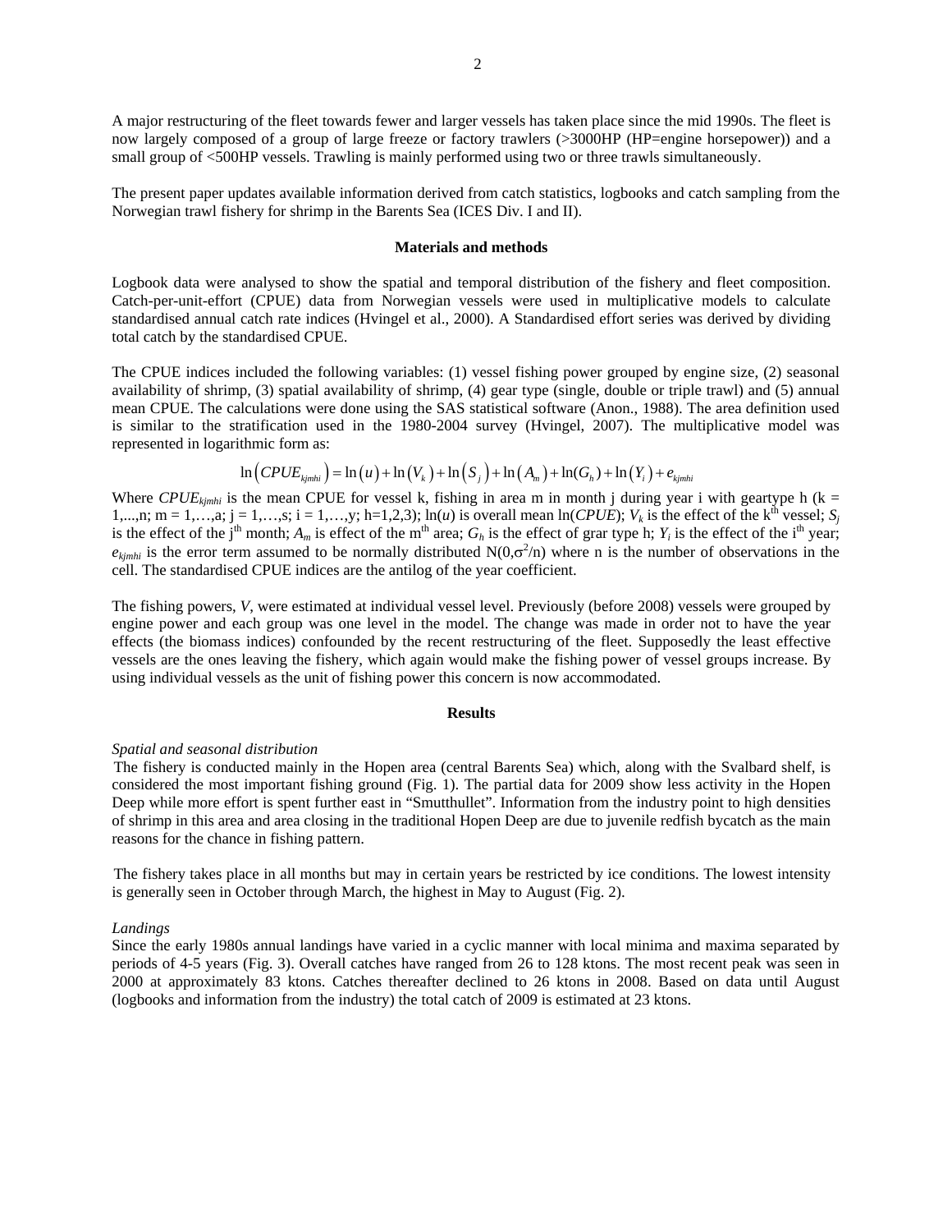A major restructuring of the fleet towards fewer and larger vessels has taken place since the mid 1990s. The fleet is now largely composed of a group of large freeze or factory trawlers (>3000HP (HP=engine horsepower)) and a small group of <500HP vessels. Trawling is mainly performed using two or three trawls simultaneously.

The present paper updates available information derived from catch statistics, logbooks and catch sampling from the Norwegian trawl fishery for shrimp in the Barents Sea (ICES Div. I and II).

## Materials and methods

Logbook data were analysed to show the spatial and temporal distribution of the fishery and fleet composition. Catch-per-unit-effort (CPUE) data from Norwegian vessels were used in multiplicative models to calculate standardised annual catch rate indices (Hvingel et al., 2000). A Standardised effort series was derived by dividing total catch by the standardised CPUE.

The CPUE indices included the following variables: (1) vessel fishing power grouped by engine size, (2) seasonal availability of shrimp, (3) spatial availability of shrimp, (4) gear type (single, double or triple trawl) and (5) annual mean CPUE. The calculations were done using the SAS statistical software (Anon., 1988). The area definition used is similar to the stratification used in the 1980-2004 survey (Hvingel, 2007). The multiplicative model was represented in logarithmic form as:

$$\ln\left(CPUE_{kjmhi}\right) = \ln\left(u\right) + \ln\left(V_k\right) + \ln\left(S_j\right) + \ln\left(A_m\right) + \ln(G_h) + \ln\left(Y_i\right) + e_{kjmhi}$$

Where $CPUE_{kjmhi}$ is the mean CPUE for vessel k, fishing in area m in month j during year i with geartype h (k = 1,...,n; m = 1,…,a; j = 1,…,s; i = 1,…,y; h=1,2,3); ln($u$) is overall mean ln($CPUE$); $V_k$ is the effect of the k[th] vessel; $S_j$ is the effect of the j[th] month; $A_m$ is effect of the m[th] area; $G_h$ is the effect of grar type h; $Y_i$ is the effect of the i[th] year; $e_{kjmhi}$ is the error term assumed to be normally distributed $N(0,\sigma^2/n)$ where n is the number of observations in the cell. The standardised CPUE indices are the antilog of the year coefficient.

The fishing powers, $V$, were estimated at individual vessel level. Previously (before 2008) vessels were grouped by engine power and each group was one level in the model. The change was made in order not to have the year effects (the biomass indices) confounded by the recent restructuring of the fleet. Supposedly the least effective vessels are the ones leaving the fishery, which again would make the fishing power of vessel groups increase. By using individual vessels as the unit of fishing power this concern is now accommodated.

## Results

*Spatial and seasonal distribution*

The fishery is conducted mainly in the Hopen area (central Barents Sea) which, along with the Svalbard shelf, is considered the most important fishing ground (Fig. 1). The partial data for 2009 show less activity in the Hopen Deep while more effort is spent further east in "Smutthullet". Information from the industry point to high densities of shrimp in this area and area closing in the traditional Hopen Deep are due to juvenile redfish bycatch as the main reasons for the chance in fishing pattern.

The fishery takes place in all months but may in certain years be restricted by ice conditions. The lowest intensity is generally seen in October through March, the highest in May to August (Fig. 2).

*Landings*

Since the early 1980s annual landings have varied in a cyclic manner with local minima and maxima separated by periods of 4-5 years (Fig. 3). Overall catches have ranged from 26 to 128 ktons. The most recent peak was seen in 2000 at approximately 83 ktons. Catches thereafter declined to 26 ktons in 2008. Based on data until August (logbooks and information from the industry) the total catch of 2009 is estimated at 23 ktons.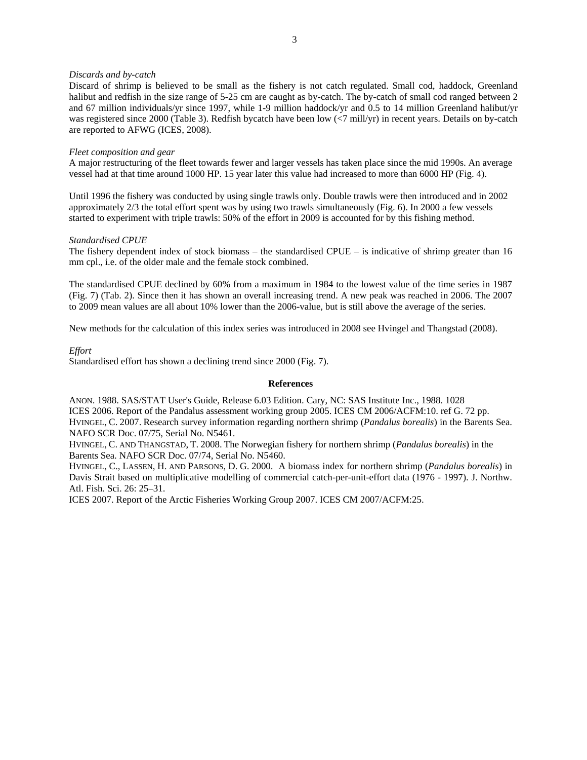*Discards and by-catch*

Discard of shrimp is believed to be small as the fishery is not catch regulated. Small cod, haddock, Greenland halibut and redfish in the size range of 5-25 cm are caught as by-catch. The by-catch of small cod ranged between 2 and 67 million individuals/yr since 1997, while 1-9 million haddock/yr and 0.5 to 14 million Greenland halibut/yr was registered since 2000 (Table 3). Redfish bycatch have been low (<7 mill/yr) in recent years. Details on by-catch are reported to AFWG (ICES, 2008).

*Fleet composition and gear*

A major restructuring of the fleet towards fewer and larger vessels has taken place since the mid 1990s. An average vessel had at that time around 1000 HP. 15 year later this value had increased to more than 6000 HP (Fig. 4).

Until 1996 the fishery was conducted by using single trawls only. Double trawls were then introduced and in 2002 approximately 2/3 the total effort spent was by using two trawls simultaneously (Fig. 6). In 2000 a few vessels started to experiment with triple trawls: 50% of the effort in 2009 is accounted for by this fishing method.

*Standardised CPUE*

The fishery dependent index of stock biomass – the standardised CPUE – is indicative of shrimp greater than 16 mm cpl., i.e. of the older male and the female stock combined.

The standardised CPUE declined by 60% from a maximum in 1984 to the lowest value of the time series in 1987 (Fig. 7) (Tab. 2). Since then it has shown an overall increasing trend. A new peak was reached in 2006. The 2007 to 2009 mean values are all about 10% lower than the 2006-value, but is still above the average of the series.

New methods for the calculation of this index series was introduced in 2008 see Hvingel and Thangstad (2008).

*Effort*

Standardised effort has shown a declining trend since 2000 (Fig. 7).

## References

ANON. 1988. SAS/STAT User's Guide, Release 6.03 Edition. Cary, NC: SAS Institute Inc., 1988. 1028

ICES 2006. Report of the Pandalus assessment working group 2005. ICES CM 2006/ACFM:10. ref G. 72 pp.

HVINGEL, C. 2007. Research survey information regarding northern shrimp (*Pandalus borealis*) in the Barents Sea. NAFO SCR Doc. 07/75, Serial No. N5461.

HVINGEL, C. AND THANGSTAD, T. 2008. The Norwegian fishery for northern shrimp (*Pandalus borealis*) in the Barents Sea. NAFO SCR Doc. 07/74, Serial No. N5460.

HVINGEL, C., LASSEN, H. AND PARSONS, D. G. 2000. A biomass index for northern shrimp (*Pandalus borealis*) in Davis Strait based on multiplicative modelling of commercial catch-per-unit-effort data (1976 - 1997). J. Northw. Atl. Fish. Sci. 26: 25–31.

ICES 2007. Report of the Arctic Fisheries Working Group 2007. ICES CM 2007/ACFM:25.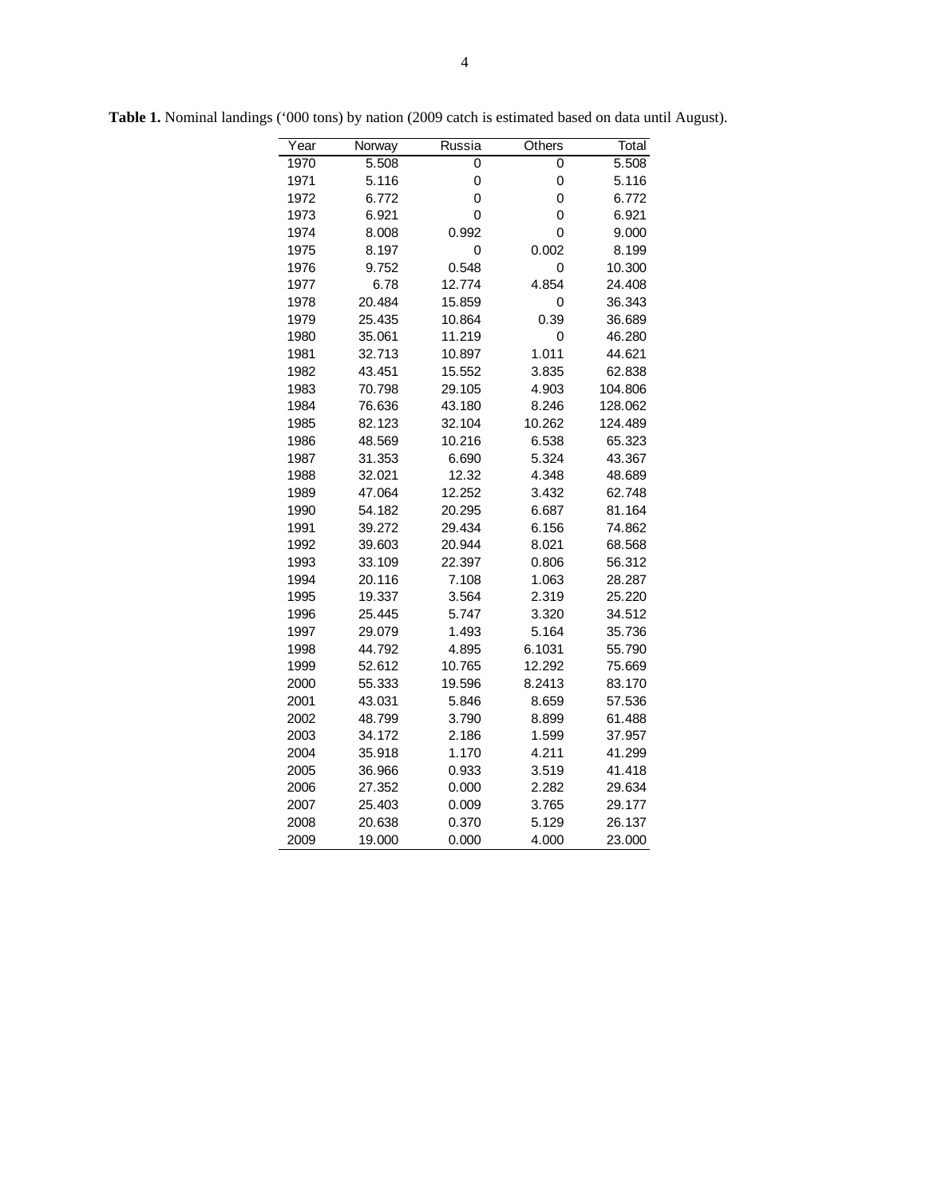**Table 1.** Nominal landings ('000 tons) by nation (2009 catch is estimated based on data until August).

| Year | Norway | Russia | Others | Total |
|---|---|---|---|---|
| 1970 | 5.508 | 0 | 0 | 5.508 |
| 1971 | 5.116 | 0 | 0 | 5.116 |
| 1972 | 6.772 | 0 | 0 | 6.772 |
| 1973 | 6.921 | 0 | 0 | 6.921 |
| 1974 | 8.008 | 0.992 | 0 | 9.000 |
| 1975 | 8.197 | 0 | 0.002 | 8.199 |
| 1976 | 9.752 | 0.548 | 0 | 10.300 |
| 1977 | 6.78 | 12.774 | 4.854 | 24.408 |
| 1978 | 20.484 | 15.859 | 0 | 36.343 |
| 1979 | 25.435 | 10.864 | 0.39 | 36.689 |
| 1980 | 35.061 | 11.219 | 0 | 46.280 |
| 1981 | 32.713 | 10.897 | 1.011 | 44.621 |
| 1982 | 43.451 | 15.552 | 3.835 | 62.838 |
| 1983 | 70.798 | 29.105 | 4.903 | 104.806 |
| 1984 | 76.636 | 43.180 | 8.246 | 128.062 |
| 1985 | 82.123 | 32.104 | 10.262 | 124.489 |
| 1986 | 48.569 | 10.216 | 6.538 | 65.323 |
| 1987 | 31.353 | 6.690 | 5.324 | 43.367 |
| 1988 | 32.021 | 12.32 | 4.348 | 48.689 |
| 1989 | 47.064 | 12.252 | 3.432 | 62.748 |
| 1990 | 54.182 | 20.295 | 6.687 | 81.164 |
| 1991 | 39.272 | 29.434 | 6.156 | 74.862 |
| 1992 | 39.603 | 20.944 | 8.021 | 68.568 |
| 1993 | 33.109 | 22.397 | 0.806 | 56.312 |
| 1994 | 20.116 | 7.108 | 1.063 | 28.287 |
| 1995 | 19.337 | 3.564 | 2.319 | 25.220 |
| 1996 | 25.445 | 5.747 | 3.320 | 34.512 |
| 1997 | 29.079 | 1.493 | 5.164 | 35.736 |
| 1998 | 44.792 | 4.895 | 6.1031 | 55.790 |
| 1999 | 52.612 | 10.765 | 12.292 | 75.669 |
| 2000 | 55.333 | 19.596 | 8.2413 | 83.170 |
| 2001 | 43.031 | 5.846 | 8.659 | 57.536 |
| 2002 | 48.799 | 3.790 | 8.899 | 61.488 |
| 2003 | 34.172 | 2.186 | 1.599 | 37.957 |
| 2004 | 35.918 | 1.170 | 4.211 | 41.299 |
| 2005 | 36.966 | 0.933 | 3.519 | 41.418 |
| 2006 | 27.352 | 0.000 | 2.282 | 29.634 |
| 2007 | 25.403 | 0.009 | 3.765 | 29.177 |
| 2008 | 20.638 | 0.370 | 5.129 | 26.137 |
| 2009 | 19.000 | 0.000 | 4.000 | 23.000 |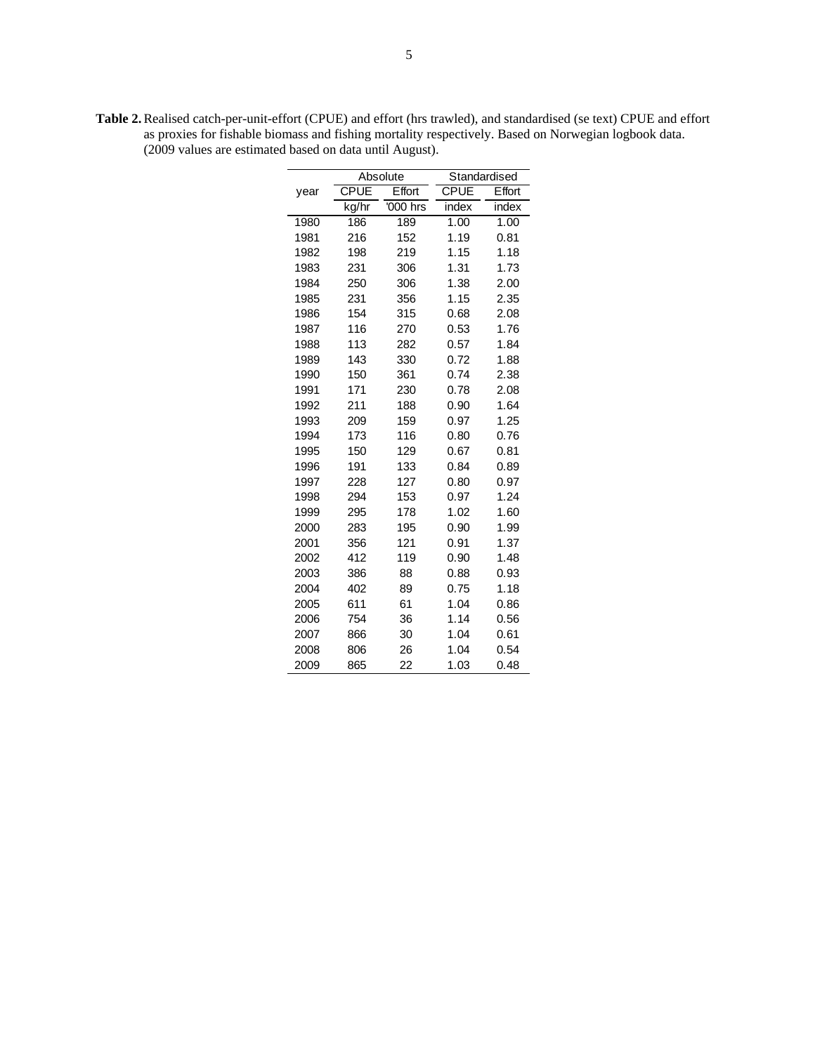**Table 2.** Realised catch-per-unit-effort (CPUE) and effort (hrs trawled), and standardised (se text) CPUE and effort as proxies for fishable biomass and fishing mortality respectively. Based on Norwegian logbook data. (2009 values are estimated based on data until August).

| | Absolute | | Standardised | |
|---|---|---|---|---|
| year | CPUE | Effort | CPUE | Effort |
| | kg/hr | '000 hrs | index | index |
| 1980 | 186 | 189 | 1.00 | 1.00 |
| 1981 | 216 | 152 | 1.19 | 0.81 |
| 1982 | 198 | 219 | 1.15 | 1.18 |
| 1983 | 231 | 306 | 1.31 | 1.73 |
| 1984 | 250 | 306 | 1.38 | 2.00 |
| 1985 | 231 | 356 | 1.15 | 2.35 |
| 1986 | 154 | 315 | 0.68 | 2.08 |
| 1987 | 116 | 270 | 0.53 | 1.76 |
| 1988 | 113 | 282 | 0.57 | 1.84 |
| 1989 | 143 | 330 | 0.72 | 1.88 |
| 1990 | 150 | 361 | 0.74 | 2.38 |
| 1991 | 171 | 230 | 0.78 | 2.08 |
| 1992 | 211 | 188 | 0.90 | 1.64 |
| 1993 | 209 | 159 | 0.97 | 1.25 |
| 1994 | 173 | 116 | 0.80 | 0.76 |
| 1995 | 150 | 129 | 0.67 | 0.81 |
| 1996 | 191 | 133 | 0.84 | 0.89 |
| 1997 | 228 | 127 | 0.80 | 0.97 |
| 1998 | 294 | 153 | 0.97 | 1.24 |
| 1999 | 295 | 178 | 1.02 | 1.60 |
| 2000 | 283 | 195 | 0.90 | 1.99 |
| 2001 | 356 | 121 | 0.91 | 1.37 |
| 2002 | 412 | 119 | 0.90 | 1.48 |
| 2003 | 386 | 88 | 0.88 | 0.93 |
| 2004 | 402 | 89 | 0.75 | 1.18 |
| 2005 | 611 | 61 | 1.04 | 0.86 |
| 2006 | 754 | 36 | 1.14 | 0.56 |
| 2007 | 866 | 30 | 1.04 | 0.61 |
| 2008 | 806 | 26 | 1.04 | 0.54 |
| 2009 | 865 | 22 | 1.03 | 0.48 |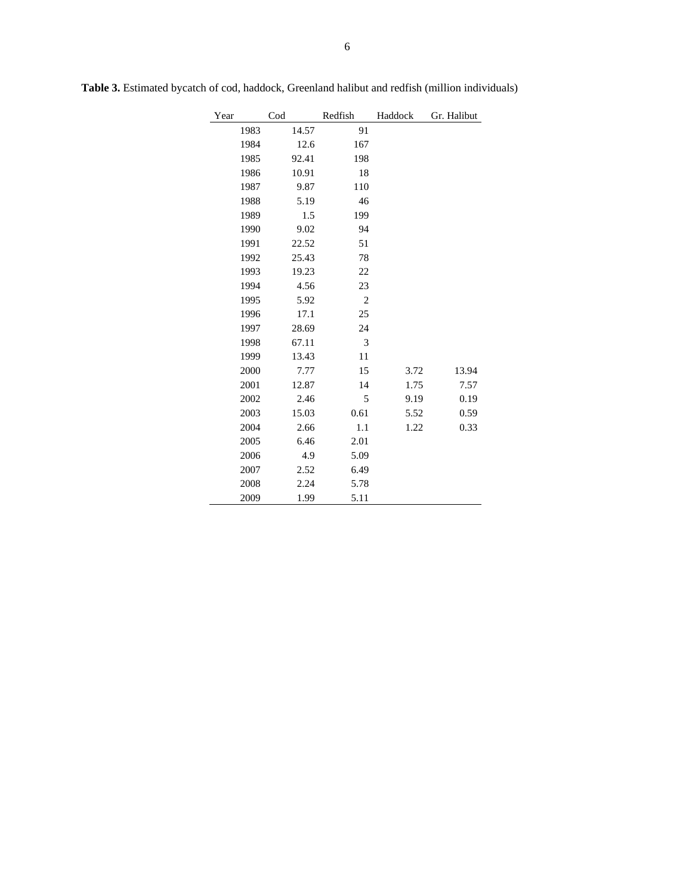**Table 3.** Estimated bycatch of cod, haddock, Greenland halibut and redfish (million individuals)

| Year | Cod | Redfish | Haddock | Gr. Halibut |
|---|---|---|---|---|
| 1983 | 14.57 | 91 | | |
| 1984 | 12.6 | 167 | | |
| 1985 | 92.41 | 198 | | |
| 1986 | 10.91 | 18 | | |
| 1987 | 9.87 | 110 | | |
| 1988 | 5.19 | 46 | | |
| 1989 | 1.5 | 199 | | |
| 1990 | 9.02 | 94 | | |
| 1991 | 22.52 | 51 | | |
| 1992 | 25.43 | 78 | | |
| 1993 | 19.23 | 22 | | |
| 1994 | 4.56 | 23 | | |
| 1995 | 5.92 | 2 | | |
| 1996 | 17.1 | 25 | | |
| 1997 | 28.69 | 24 | | |
| 1998 | 67.11 | 3 | | |
| 1999 | 13.43 | 11 | | |
| 2000 | 7.77 | 15 | 3.72 | 13.94 |
| 2001 | 12.87 | 14 | 1.75 | 7.57 |
| 2002 | 2.46 | 5 | 9.19 | 0.19 |
| 2003 | 15.03 | 0.61 | 5.52 | 0.59 |
| 2004 | 2.66 | 1.1 | 1.22 | 0.33 |
| 2005 | 6.46 | 2.01 | | |
| 2006 | 4.9 | 5.09 | | |
| 2007 | 2.52 | 6.49 | | |
| 2008 | 2.24 | 5.78 | | |
| 2009 | 1.99 | 5.11 | | |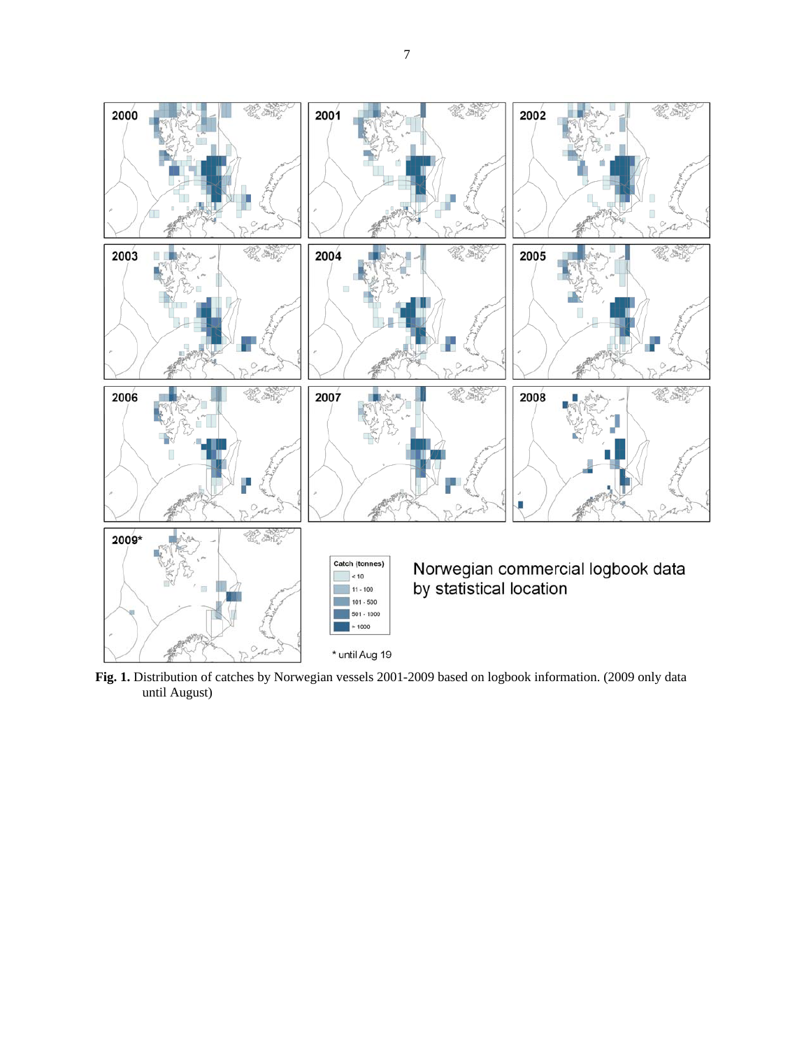**Fig. 1.** Distribution of catches by Norwegian vessels 2001-2009 based on logbook information. (2009 only data until August)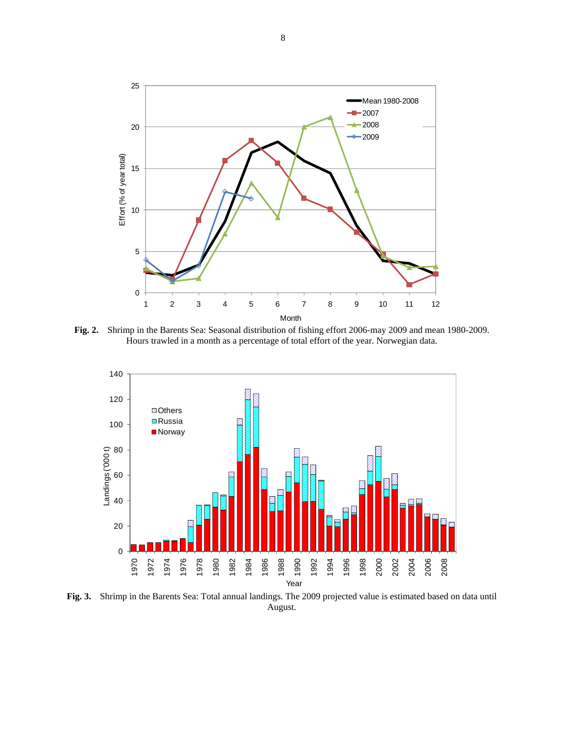**Fig. 2.** Shrimp in the Barents Sea: Seasonal distribution of fishing effort 2006-may 2009 and mean 1980-2009. Hours trawled in a month as a percentage of total effort of the year. Norwegian data.

**Fig. 3.** Shrimp in the Barents Sea: Total annual landings. The 2009 projected value is estimated based on data until August.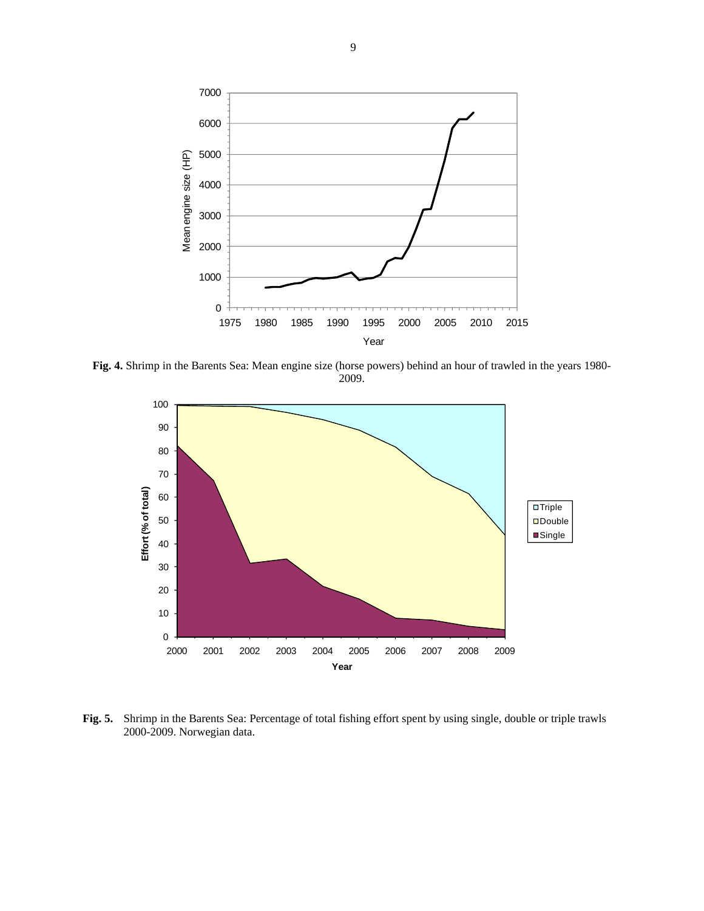**Fig. 4.** Shrimp in the Barents Sea: Mean engine size (horse powers) behind an hour of trawled in the years 1980-2009.

**Fig. 5.** Shrimp in the Barents Sea: Percentage of total fishing effort spent by using single, double or triple trawls 2000-2009. Norwegian data.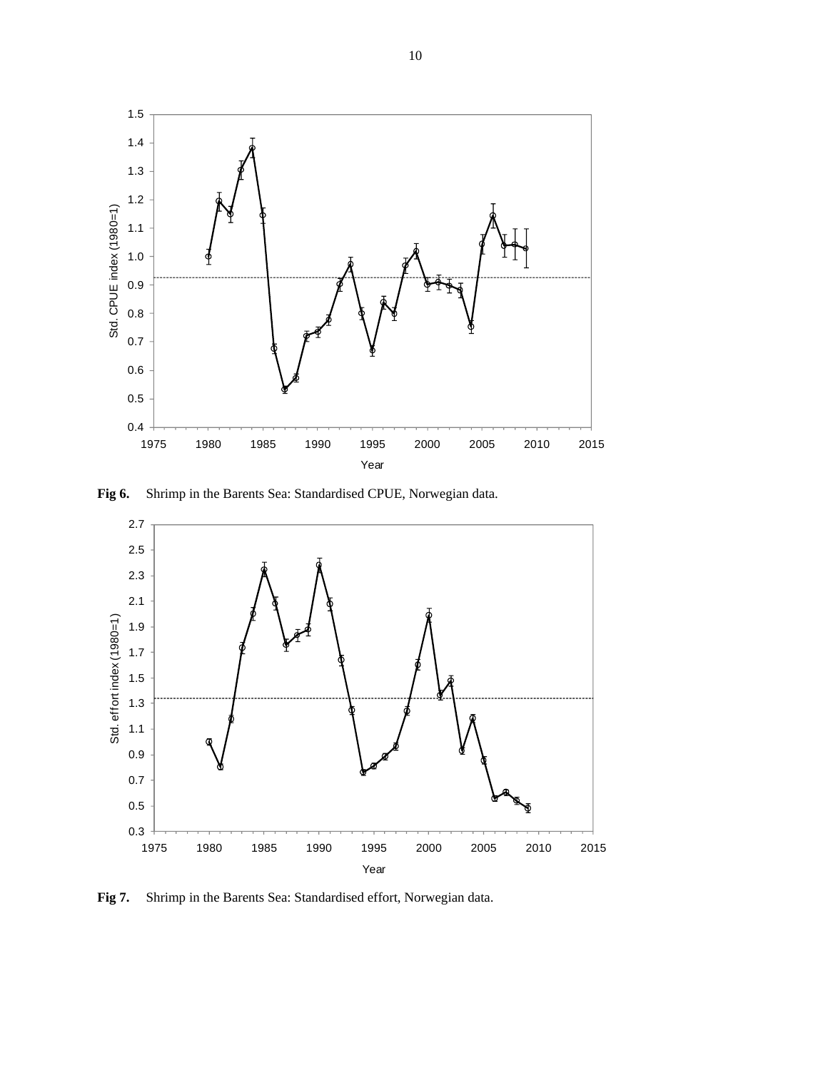**Fig 6.** Shrimp in the Barents Sea: Standardised CPUE, Norwegian data.

**Fig 7.** Shrimp in the Barents Sea: Standardised effort, Norwegian data.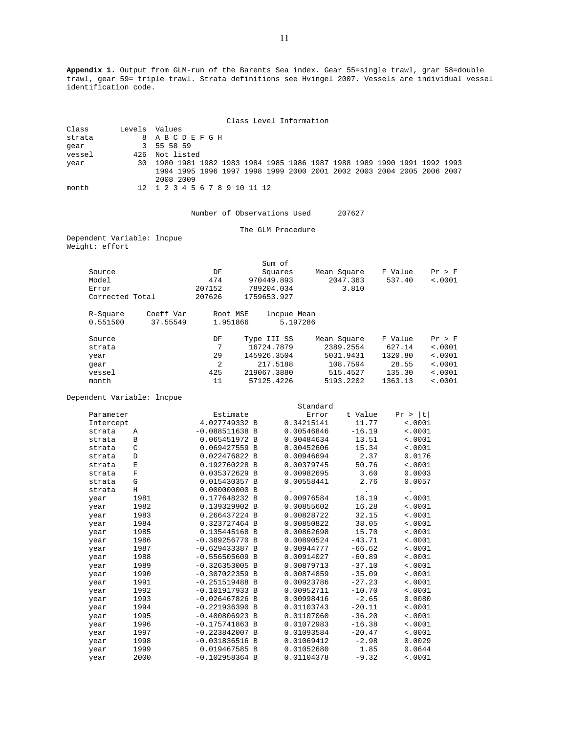**Appendix 1.** Output from GLM-run of the Barents Sea index. Gear 55=single trawl, grar 58=double trawl, gear 59= triple trawl. Strata definitions see Hvingel 2007. Vessels are individual vessel identification code.

Class Level Information

| Class | Levels | Values |
|---|---|---|
| strata | 8 | A B C D E F G H |
| gear | 3 | 55 58 59 |
| vessel | 426 | Not listed |
| year | 30 | 1980 1981 1982 1983 1984 1985 1986 1987 1988 1989 1990 1991 1992 1993 1994 1995 1996 1997 1998 1999 2000 2001 2002 2003 2004 2005 2006 2007 2008 2009 |
| month | 12 | 1 2 3 4 5 6 7 8 9 10 11 12 |

Number of Observations Used 207627

The GLM Procedure

Dependent Variable: lncpue
Weight: effort

| Source | DF | Sum of Squares | Mean Square | F Value | Pr > F |
|---|---|---|---|---|---|
| Model | 474 | 970449.893 | 2047.363 | 537.40 | <.0001 |
| Error | 207152 | 789204.034 | 3.810 | | |
| Corrected Total | 207626 | 1759653.927 | | | |

| R-Square | Coeff Var | Root MSE | lncpue Mean |
|---|---|---|---|
| 0.551500 | 37.55549 | 1.951866 | 5.197286 |

| Source | DF | Type III SS | Mean Square | F Value | Pr > F |
|---|---|---|---|---|---|
| strata | 7 | 16724.7879 | 2389.2554 | 627.14 | <.0001 |
| year | 29 | 145926.3504 | 5031.9431 | 1320.80 | <.0001 |
| gear | 2 | 217.5188 | 108.7594 | 28.55 | <.0001 |
| vessel | 425 | 219067.3880 | 515.4527 | 135.30 | <.0001 |
| month | 11 | 57125.4226 | 5193.2202 | 1363.13 | <.0001 |

Dependent Variable: lncpue

| Parameter | | Estimate | | Standard Error | t Value | Pr > \|t\| |
|---|---|---|---|---|---|---|
| Intercept | | 4.027749332 | B | 0.34215141 | 11.77 | <.0001 |
| strata | A | -0.088511638 | B | 0.00546846 | -16.19 | <.0001 |
| strata | B | 0.065451972 | B | 0.00484634 | 13.51 | <.0001 |
| strata | C | 0.069427559 | B | 0.00452606 | 15.34 | <.0001 |
| strata | D | 0.022476822 | B | 0.00946694 | 2.37 | 0.0176 |
| strata | E | 0.192760228 | B | 0.00379745 | 50.76 | <.0001 |
| strata | F | 0.035372629 | B | 0.00982695 | 3.60 | 0.0003 |
| strata | G | 0.015430357 | B | 0.00558441 | 2.76 | 0.0057 |
| strata | H | 0.000000000 | B | . | . | . |
| year | 1981 | 0.177648232 | B | 0.00976584 | 18.19 | <.0001 |
| year | 1982 | 0.139329902 | B | 0.00855602 | 16.28 | <.0001 |
| year | 1983 | 0.266437224 | B | 0.00828722 | 32.15 | <.0001 |
| year | 1984 | 0.323727464 | B | 0.00850822 | 38.05 | <.0001 |
| year | 1985 | 0.135445168 | B | 0.00862698 | 15.70 | <.0001 |
| year | 1986 | -0.389256770 | B | 0.00890524 | -43.71 | <.0001 |
| year | 1987 | -0.629433387 | B | 0.00944777 | -66.62 | <.0001 |
| year | 1988 | -0.556505609 | B | 0.00914027 | -60.89 | <.0001 |
| year | 1989 | -0.326353005 | B | 0.00879713 | -37.10 | <.0001 |
| year | 1990 | -0.307022359 | B | 0.00874859 | -35.09 | <.0001 |
| year | 1991 | -0.251519488 | B | 0.00923786 | -27.23 | <.0001 |
| year | 1992 | -0.101917933 | B | 0.00952711 | -10.70 | <.0001 |
| year | 1993 | -0.026467826 | B | 0.00998416 | -2.65 | 0.0080 |
| year | 1994 | -0.221936390 | B | 0.01103743 | -20.11 | <.0001 |
| year | 1995 | -0.400806923 | B | 0.01107060 | -36.20 | <.0001 |
| year | 1996 | -0.175741863 | B | 0.01072983 | -16.38 | <.0001 |
| year | 1997 | -0.223842007 | B | 0.01093584 | -20.47 | <.0001 |
| year | 1998 | -0.031836516 | B | 0.01069412 | -2.98 | 0.0029 |
| year | 1999 | 0.019467585 | B | 0.01052680 | 1.85 | 0.0644 |
| year | 2000 | -0.102958364 | B | 0.01104378 | -9.32 | <.0001 |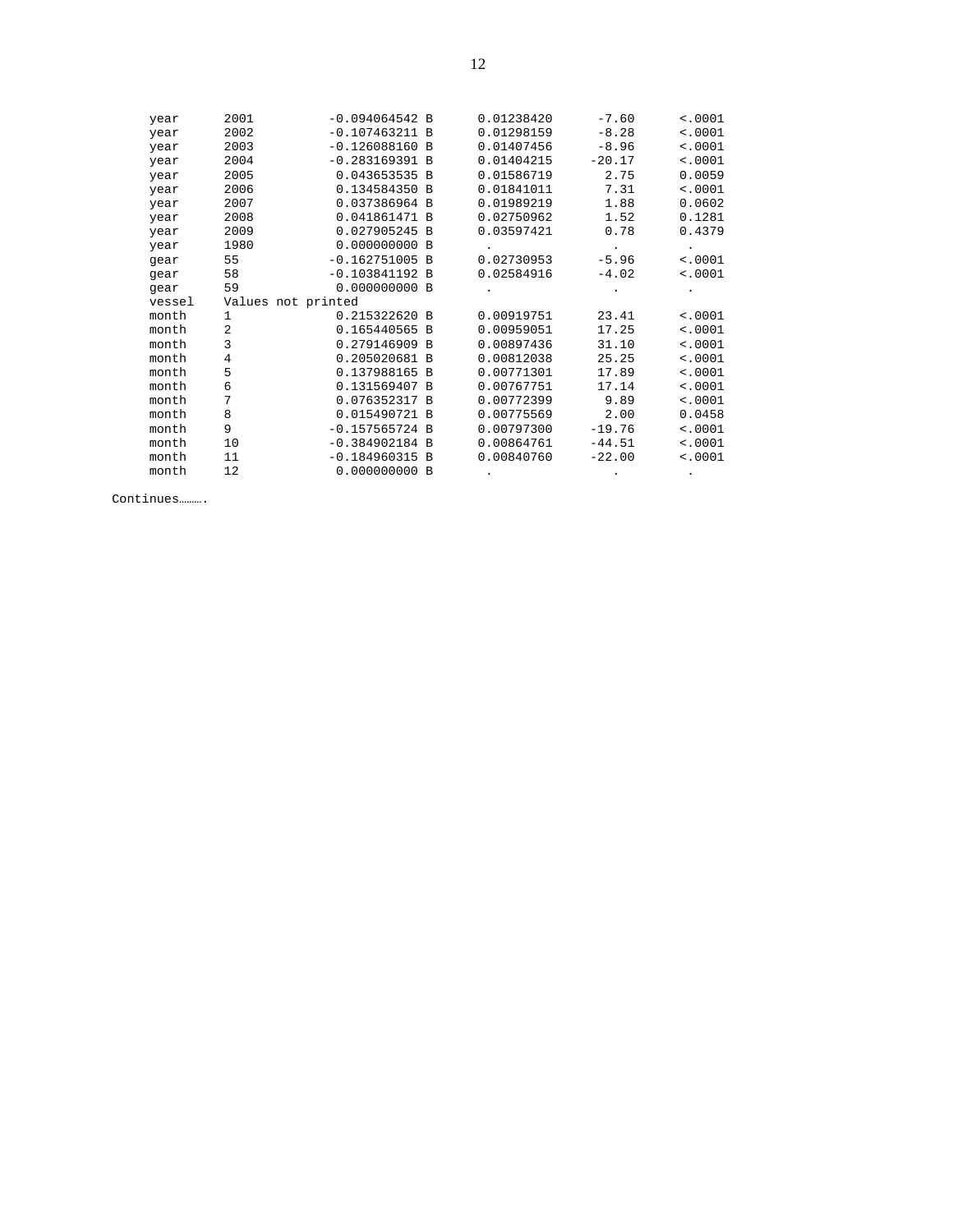| | | | | | |
|---|---|---|---|---|---|
| year | 2001 | -0.094064542 B | 0.01238420 | -7.60 | <.0001 |
| year | 2002 | -0.107463211 B | 0.01298159 | -8.28 | <.0001 |
| year | 2003 | -0.126088160 B | 0.01407456 | -8.96 | <.0001 |
| year | 2004 | -0.283169391 B | 0.01404215 | -20.17 | <.0001 |
| year | 2005 | 0.043653535 B | 0.01586719 | 2.75 | 0.0059 |
| year | 2006 | 0.134584350 B | 0.01841011 | 7.31 | <.0001 |
| year | 2007 | 0.037386964 B | 0.01989219 | 1.88 | 0.0602 |
| year | 2008 | 0.041861471 B | 0.02750962 | 1.52 | 0.1281 |
| year | 2009 | 0.027905245 B | 0.03597421 | 0.78 | 0.4379 |
| year | 1980 | 0.000000000 B | . | . | . |
| gear | 55 | -0.162751005 B | 0.02730953 | -5.96 | <.0001 |
| gear | 58 | -0.103841192 B | 0.02584916 | -4.02 | <.0001 |
| gear | 59 | 0.000000000 B | . | . | . |
| vessel | Values not printed | | | | |
| month | 1 | 0.215322620 B | 0.00919751 | 23.41 | <.0001 |
| month | 2 | 0.165440565 B | 0.00959051 | 17.25 | <.0001 |
| month | 3 | 0.279146909 B | 0.00897436 | 31.10 | <.0001 |
| month | 4 | 0.205020681 B | 0.00812038 | 25.25 | <.0001 |
| month | 5 | 0.137988165 B | 0.00771301 | 17.89 | <.0001 |
| month | 6 | 0.131569407 B | 0.00767751 | 17.14 | <.0001 |
| month | 7 | 0.076352317 B | 0.00772399 | 9.89 | <.0001 |
| month | 8 | 0.015490721 B | 0.00775569 | 2.00 | 0.0458 |
| month | 9 | -0.157565724 B | 0.00797300 | -19.76 | <.0001 |
| month | 10 | -0.384902184 B | 0.00864761 | -44.51 | <.0001 |
| month | 11 | -0.184960315 B | 0.00840760 | -22.00 | <.0001 |
| month | 12 | 0.000000000 B | . | . | . |

Continues……….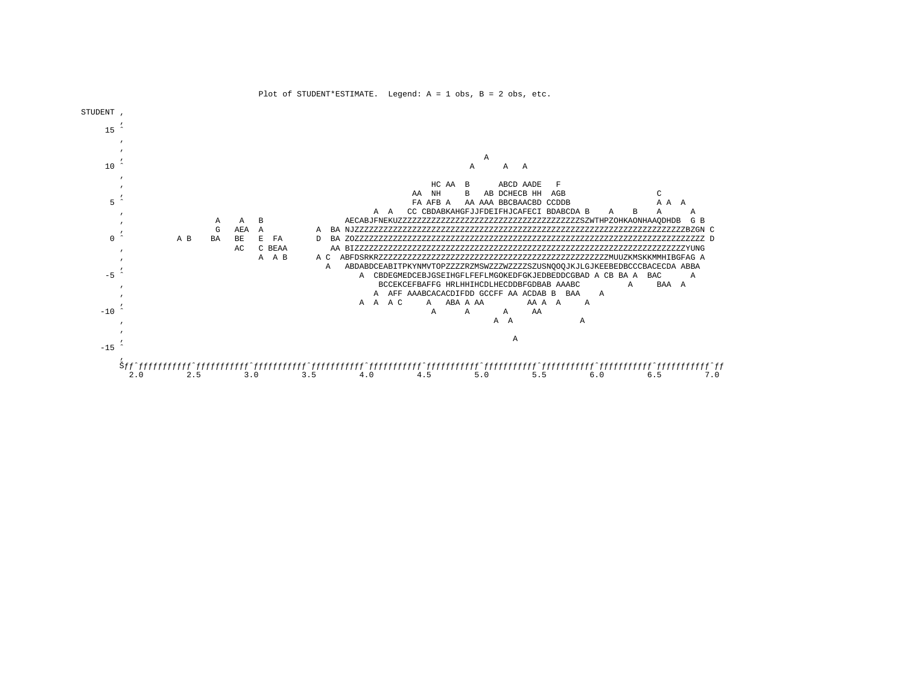Plot of STUDENT*ESTIMATE.  Legend: A = 1 obs, B = 2 obs, etc.

STUDENT

15

10

5

0

-5

-10

-15

2.0 2.5 3.0 3.5 4.0 4.5 5.0 5.5 6.0 6.5 7.0